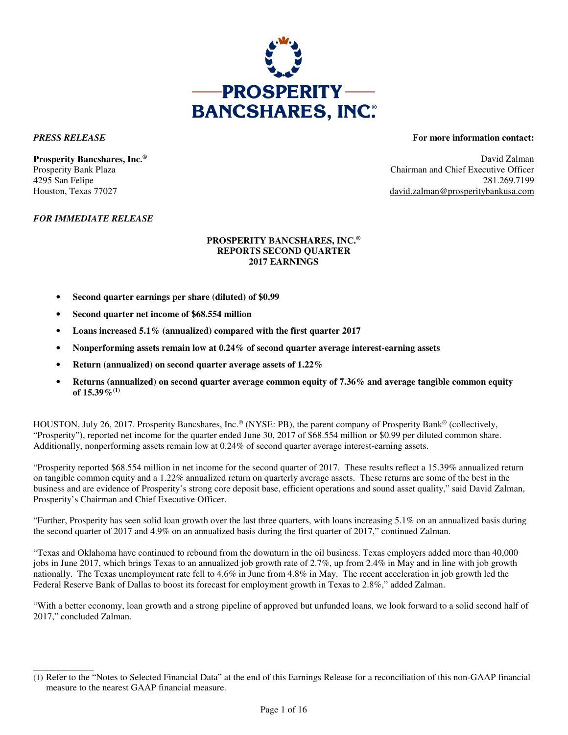*PRESS RELEASE*

**For more information contact:**

**Prosperity Bancshares, Inc.®**
Prosperity Bank Plaza
4295 San Felipe
Houston, Texas 77027

David Zalman
Chairman and Chief Executive Officer
281.269.7199
david.zalman@prosperitybankusa.com

*FOR IMMEDIATE RELEASE*

**PROSPERITY BANCSHARES, INC.®**
**REPORTS SECOND QUARTER**
**2017 EARNINGS**

- **Second quarter earnings per share (diluted) of $0.99**
- **Second quarter net income of $68.554 million**
- **Loans increased 5.1% (annualized) compared with the first quarter 2017**
- **Nonperforming assets remain low at 0.24% of second quarter average interest-earning assets**
- **Return (annualized) on second quarter average assets of 1.22%**
- **Returns (annualized) on second quarter average common equity of 7.36% and average tangible common equity of 15.39%[(1)]**

HOUSTON, July 26, 2017. Prosperity Bancshares, Inc.® (NYSE: PB), the parent company of Prosperity Bank® (collectively, "Prosperity"), reported net income for the quarter ended June 30, 2017 of $68.554 million or $0.99 per diluted common share. Additionally, nonperforming assets remain low at 0.24% of second quarter average interest-earning assets.

"Prosperity reported $68.554 million in net income for the second quarter of 2017. These results reflect a 15.39% annualized return on tangible common equity and a 1.22% annualized return on quarterly average assets. These returns are some of the best in the business and are evidence of Prosperity's strong core deposit base, efficient operations and sound asset quality," said David Zalman, Prosperity's Chairman and Chief Executive Officer.

"Further, Prosperity has seen solid loan growth over the last three quarters, with loans increasing 5.1% on an annualized basis during the second quarter of 2017 and 4.9% on an annualized basis during the first quarter of 2017," continued Zalman.

"Texas and Oklahoma have continued to rebound from the downturn in the oil business. Texas employers added more than 40,000 jobs in June 2017, which brings Texas to an annualized job growth rate of 2.7%, up from 2.4% in May and in line with job growth nationally. The Texas unemployment rate fell to 4.6% in June from 4.8% in May. The recent acceleration in job growth led the Federal Reserve Bank of Dallas to boost its forecast for employment growth in Texas to 2.8%," added Zalman.

"With a better economy, loan growth and a strong pipeline of approved but unfunded loans, we look forward to a solid second half of 2017," concluded Zalman.

---

(1) Refer to the "Notes to Selected Financial Data" at the end of this Earnings Release for a reconciliation of this non-GAAP financial measure to the nearest GAAP financial measure.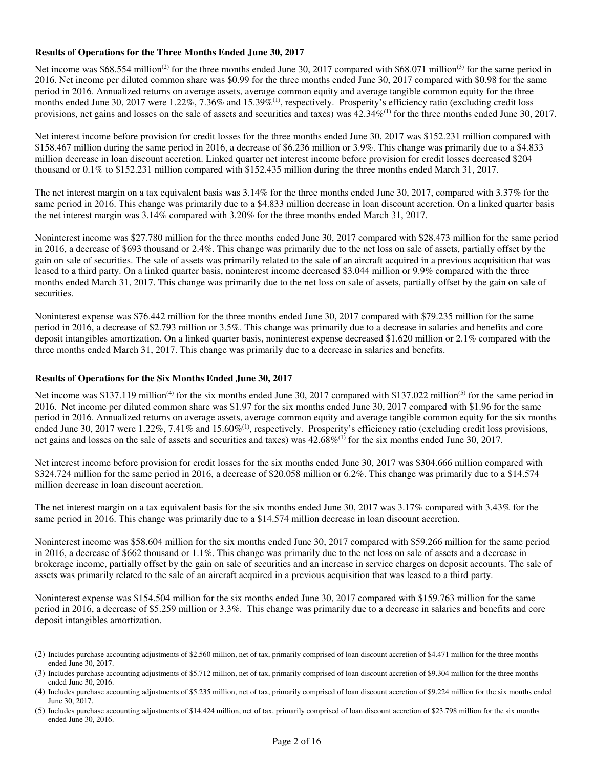**Results of Operations for the Three Months Ended June 30, 2017**

Net income was $68.554 million[(2)] for the three months ended June 30, 2017 compared with $68.071 million[(3)] for the same period in 2016. Net income per diluted common share was $0.99 for the three months ended June 30, 2017 compared with $0.98 for the same period in 2016. Annualized returns on average assets, average common equity and average tangible common equity for the three months ended June 30, 2017 were 1.22%, 7.36% and 15.39%[(1)], respectively. Prosperity's efficiency ratio (excluding credit loss provisions, net gains and losses on the sale of assets and securities and taxes) was 42.34%[(1)] for the three months ended June 30, 2017.

Net interest income before provision for credit losses for the three months ended June 30, 2017 was $152.231 million compared with $158.467 million during the same period in 2016, a decrease of $6.236 million or 3.9%. This change was primarily due to a $4.833 million decrease in loan discount accretion. Linked quarter net interest income before provision for credit losses decreased $204 thousand or 0.1% to $152.231 million compared with $152.435 million during the three months ended March 31, 2017.

The net interest margin on a tax equivalent basis was 3.14% for the three months ended June 30, 2017, compared with 3.37% for the same period in 2016. This change was primarily due to a $4.833 million decrease in loan discount accretion. On a linked quarter basis the net interest margin was 3.14% compared with 3.20% for the three months ended March 31, 2017.

Noninterest income was $27.780 million for the three months ended June 30, 2017 compared with $28.473 million for the same period in 2016, a decrease of $693 thousand or 2.4%. This change was primarily due to the net loss on sale of assets, partially offset by the gain on sale of securities. The sale of assets was primarily related to the sale of an aircraft acquired in a previous acquisition that was leased to a third party. On a linked quarter basis, noninterest income decreased $3.044 million or 9.9% compared with the three months ended March 31, 2017. This change was primarily due to the net loss on sale of assets, partially offset by the gain on sale of securities.

Noninterest expense was $76.442 million for the three months ended June 30, 2017 compared with $79.235 million for the same period in 2016, a decrease of $2.793 million or 3.5%. This change was primarily due to a decrease in salaries and benefits and core deposit intangibles amortization. On a linked quarter basis, noninterest expense decreased $1.620 million or 2.1% compared with the three months ended March 31, 2017. This change was primarily due to a decrease in salaries and benefits.

**Results of Operations for the Six Months Ended June 30, 2017**

Net income was $137.119 million[(4)] for the six months ended June 30, 2017 compared with $137.022 million[(5)] for the same period in 2016. Net income per diluted common share was $1.97 for the six months ended June 30, 2017 compared with $1.96 for the same period in 2016. Annualized returns on average assets, average common equity and average tangible common equity for the six months ended June 30, 2017 were 1.22%, 7.41% and 15.60%[(1)], respectively. Prosperity's efficiency ratio (excluding credit loss provisions, net gains and losses on the sale of assets and securities and taxes) was 42.68%[(1)] for the six months ended June 30, 2017.

Net interest income before provision for credit losses for the six months ended June 30, 2017 was $304.666 million compared with $324.724 million for the same period in 2016, a decrease of $20.058 million or 6.2%. This change was primarily due to a $14.574 million decrease in loan discount accretion.

The net interest margin on a tax equivalent basis for the six months ended June 30, 2017 was 3.17% compared with 3.43% for the same period in 2016. This change was primarily due to a $14.574 million decrease in loan discount accretion.

Noninterest income was $58.604 million for the six months ended June 30, 2017 compared with $59.266 million for the same period in 2016, a decrease of $662 thousand or 1.1%. This change was primarily due to the net loss on sale of assets and a decrease in brokerage income, partially offset by the gain on sale of securities and an increase in service charges on deposit accounts. The sale of assets was primarily related to the sale of an aircraft acquired in a previous acquisition that was leased to a third party.

Noninterest expense was $154.504 million for the six months ended June 30, 2017 compared with $159.763 million for the same period in 2016, a decrease of $5.259 million or 3.3%. This change was primarily due to a decrease in salaries and benefits and core deposit intangibles amortization.

---

(2) Includes purchase accounting adjustments of $2.560 million, net of tax, primarily comprised of loan discount accretion of $4.471 million for the three months ended June 30, 2017.

(3) Includes purchase accounting adjustments of $5.712 million, net of tax, primarily comprised of loan discount accretion of $9.304 million for the three months ended June 30, 2016.

(4) Includes purchase accounting adjustments of $5.235 million, net of tax, primarily comprised of loan discount accretion of $9.224 million for the six months ended June 30, 2017.

(5) Includes purchase accounting adjustments of $14.424 million, net of tax, primarily comprised of loan discount accretion of $23.798 million for the six months ended June 30, 2016.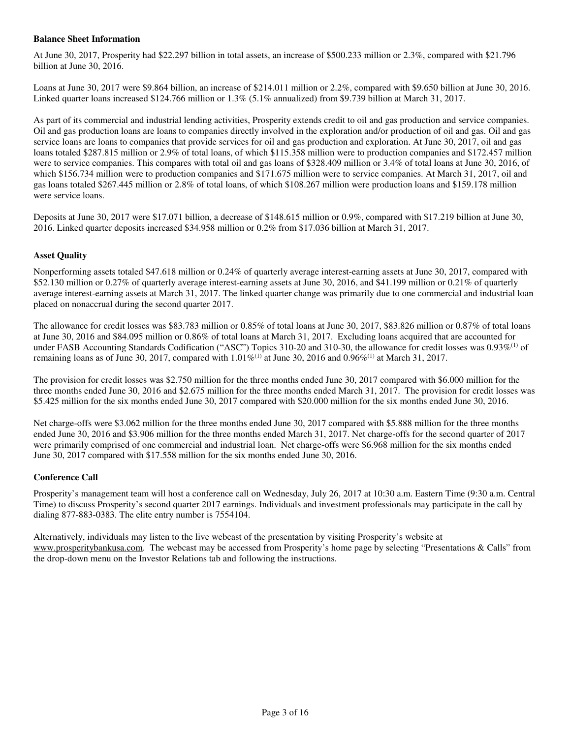**Balance Sheet Information**

At June 30, 2017, Prosperity had $22.297 billion in total assets, an increase of $500.233 million or 2.3%, compared with $21.796 billion at June 30, 2016.

Loans at June 30, 2017 were $9.864 billion, an increase of $214.011 million or 2.2%, compared with $9.650 billion at June 30, 2016. Linked quarter loans increased $124.766 million or 1.3% (5.1% annualized) from $9.739 billion at March 31, 2017.

As part of its commercial and industrial lending activities, Prosperity extends credit to oil and gas production and service companies. Oil and gas production loans are loans to companies directly involved in the exploration and/or production of oil and gas. Oil and gas service loans are loans to companies that provide services for oil and gas production and exploration. At June 30, 2017, oil and gas loans totaled $287.815 million or 2.9% of total loans, of which $115.358 million were to production companies and $172.457 million were to service companies. This compares with total oil and gas loans of $328.409 million or 3.4% of total loans at June 30, 2016, of which $156.734 million were to production companies and $171.675 million were to service companies. At March 31, 2017, oil and gas loans totaled $267.445 million or 2.8% of total loans, of which $108.267 million were production loans and $159.178 million were service loans.

Deposits at June 30, 2017 were $17.071 billion, a decrease of $148.615 million or 0.9%, compared with $17.219 billion at June 30, 2016. Linked quarter deposits increased $34.958 million or 0.2% from $17.036 billion at March 31, 2017.

**Asset Quality**

Nonperforming assets totaled $47.618 million or 0.24% of quarterly average interest-earning assets at June 30, 2017, compared with $52.130 million or 0.27% of quarterly average interest-earning assets at June 30, 2016, and $41.199 million or 0.21% of quarterly average interest-earning assets at March 31, 2017. The linked quarter change was primarily due to one commercial and industrial loan placed on nonaccrual during the second quarter 2017.

The allowance for credit losses was $83.783 million or 0.85% of total loans at June 30, 2017, $83.826 million or 0.87% of total loans at June 30, 2016 and $84.095 million or 0.86% of total loans at March 31, 2017. Excluding loans acquired that are accounted for under FASB Accounting Standards Codification ("ASC") Topics 310-20 and 310-30, the allowance for credit losses was 0.93%(1) of remaining loans as of June 30, 2017, compared with 1.01%(1) at June 30, 2016 and 0.96%(1) at March 31, 2017.

The provision for credit losses was $2.750 million for the three months ended June 30, 2017 compared with $6.000 million for the three months ended June 30, 2016 and $2.675 million for the three months ended March 31, 2017. The provision for credit losses was $5.425 million for the six months ended June 30, 2017 compared with $20.000 million for the six months ended June 30, 2016.

Net charge-offs were $3.062 million for the three months ended June 30, 2017 compared with $5.888 million for the three months ended June 30, 2016 and $3.906 million for the three months ended March 31, 2017. Net charge-offs for the second quarter of 2017 were primarily comprised of one commercial and industrial loan. Net charge-offs were $6.968 million for the six months ended June 30, 2017 compared with $17.558 million for the six months ended June 30, 2016.

**Conference Call**

Prosperity's management team will host a conference call on Wednesday, July 26, 2017 at 10:30 a.m. Eastern Time (9:30 a.m. Central Time) to discuss Prosperity's second quarter 2017 earnings. Individuals and investment professionals may participate in the call by dialing 877-883-0383. The elite entry number is 7554104.

Alternatively, individuals may listen to the live webcast of the presentation by visiting Prosperity's website at www.prosperitybankusa.com. The webcast may be accessed from Prosperity's home page by selecting "Presentations & Calls" from the drop-down menu on the Investor Relations tab and following the instructions.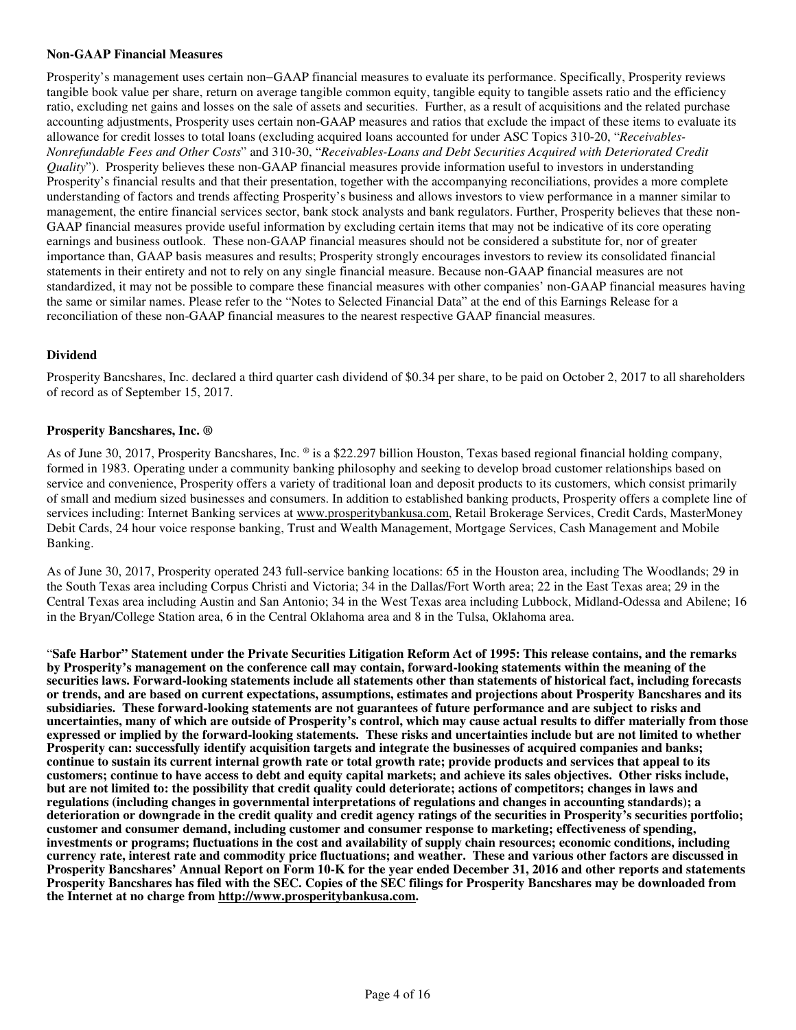**Non-GAAP Financial Measures**

Prosperity's management uses certain non–GAAP financial measures to evaluate its performance. Specifically, Prosperity reviews tangible book value per share, return on average tangible common equity, tangible equity to tangible assets ratio and the efficiency ratio, excluding net gains and losses on the sale of assets and securities. Further, as a result of acquisitions and the related purchase accounting adjustments, Prosperity uses certain non-GAAP measures and ratios that exclude the impact of these items to evaluate its allowance for credit losses to total loans (excluding acquired loans accounted for under ASC Topics 310-20, "*Receivables-Nonrefundable Fees and Other Costs*" and 310-30, "*Receivables-Loans and Debt Securities Acquired with Deteriorated Credit Quality*"). Prosperity believes these non-GAAP financial measures provide information useful to investors in understanding Prosperity's financial results and that their presentation, together with the accompanying reconciliations, provides a more complete understanding of factors and trends affecting Prosperity's business and allows investors to view performance in a manner similar to management, the entire financial services sector, bank stock analysts and bank regulators. Further, Prosperity believes that these non-GAAP financial measures provide useful information by excluding certain items that may not be indicative of its core operating earnings and business outlook. These non-GAAP financial measures should not be considered a substitute for, nor of greater importance than, GAAP basis measures and results; Prosperity strongly encourages investors to review its consolidated financial statements in their entirety and not to rely on any single financial measure. Because non-GAAP financial measures are not standardized, it may not be possible to compare these financial measures with other companies' non-GAAP financial measures having the same or similar names. Please refer to the "Notes to Selected Financial Data" at the end of this Earnings Release for a reconciliation of these non-GAAP financial measures to the nearest respective GAAP financial measures.

**Dividend**

Prosperity Bancshares, Inc. declared a third quarter cash dividend of $0.34 per share, to be paid on October 2, 2017 to all shareholders of record as of September 15, 2017.

**Prosperity Bancshares, Inc. ®**

As of June 30, 2017, Prosperity Bancshares, Inc. ® is a $22.297 billion Houston, Texas based regional financial holding company, formed in 1983. Operating under a community banking philosophy and seeking to develop broad customer relationships based on service and convenience, Prosperity offers a variety of traditional loan and deposit products to its customers, which consist primarily of small and medium sized businesses and consumers. In addition to established banking products, Prosperity offers a complete line of services including: Internet Banking services at www.prosperitybankusa.com, Retail Brokerage Services, Credit Cards, MasterMoney Debit Cards, 24 hour voice response banking, Trust and Wealth Management, Mortgage Services, Cash Management and Mobile Banking.

As of June 30, 2017, Prosperity operated 243 full-service banking locations: 65 in the Houston area, including The Woodlands; 29 in the South Texas area including Corpus Christi and Victoria; 34 in the Dallas/Fort Worth area; 22 in the East Texas area; 29 in the Central Texas area including Austin and San Antonio; 34 in the West Texas area including Lubbock, Midland-Odessa and Abilene; 16 in the Bryan/College Station area, 6 in the Central Oklahoma area and 8 in the Tulsa, Oklahoma area.

"**Safe Harbor" Statement under the Private Securities Litigation Reform Act of 1995: This release contains, and the remarks by Prosperity's management on the conference call may contain, forward-looking statements within the meaning of the securities laws. Forward-looking statements include all statements other than statements of historical fact, including forecasts or trends, and are based on current expectations, assumptions, estimates and projections about Prosperity Bancshares and its subsidiaries. These forward-looking statements are not guarantees of future performance and are subject to risks and uncertainties, many of which are outside of Prosperity's control, which may cause actual results to differ materially from those expressed or implied by the forward-looking statements. These risks and uncertainties include but are not limited to whether Prosperity can: successfully identify acquisition targets and integrate the businesses of acquired companies and banks; continue to sustain its current internal growth rate or total growth rate; provide products and services that appeal to its customers; continue to have access to debt and equity capital markets; and achieve its sales objectives. Other risks include, but are not limited to: the possibility that credit quality could deteriorate; actions of competitors; changes in laws and regulations (including changes in governmental interpretations of regulations and changes in accounting standards); a deterioration or downgrade in the credit quality and credit agency ratings of the securities in Prosperity's securities portfolio; customer and consumer demand, including customer and consumer response to marketing; effectiveness of spending, investments or programs; fluctuations in the cost and availability of supply chain resources; economic conditions, including currency rate, interest rate and commodity price fluctuations; and weather. These and various other factors are discussed in Prosperity Bancshares' Annual Report on Form 10-K for the year ended December 31, 2016 and other reports and statements Prosperity Bancshares has filed with the SEC. Copies of the SEC filings for Prosperity Bancshares may be downloaded from the Internet at no charge from http://www.prosperitybankusa.com.**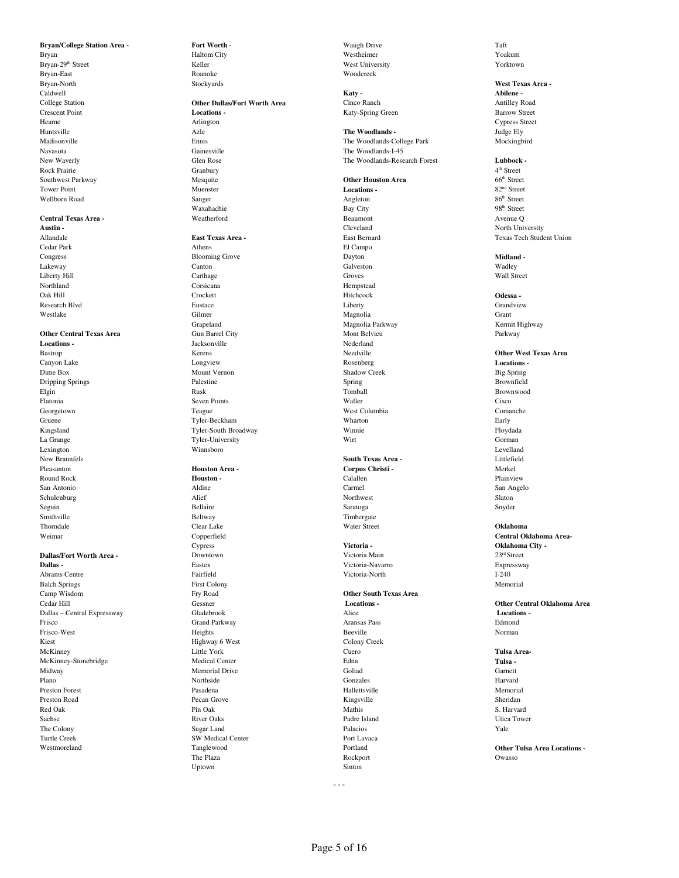**Bryan/College Station Area -**
Bryan
Bryan-29th Street
Bryan-East
Bryan-North
Caldwell
College Station
Crescent Point
Hearne
Huntsville
Madisonville
Navasota
New Waverly
Rock Prairie
Southwest Parkway
Tower Point
Wellborn Road

**Central Texas Area -**
**Austin -**
Allandale
Cedar Park
Congress
Lakeway
Liberty Hill
Northland
Oak Hill
Research Blvd
Westlake

**Other Central Texas Area Locations -**
Bastrop
Canyon Lake
Dime Box
Dripping Springs
Elgin
Flatonia
Georgetown
Gruene
Kingsland
La Grange
Lexington
New Braunfels
Pleasanton
Round Rock
San Antonio
Schulenburg
Seguin
Smithville
Thorndale
Weimar

**Dallas/Fort Worth Area -**
**Dallas -**
Abrams Centre
Balch Springs
Camp Wisdom
Cedar Hill
Dallas – Central Expressway
Frisco
Frisco-West
Kiest
McKinney
McKinney-Stonebridge
Midway
Plano
Preston Forest
Preston Road
Red Oak
Sachse
The Colony
Turtle Creek
Westmoreland

**Fort Worth -**
Haltom City
Keller
Roanoke
Stockyards

**Other Dallas/Fort Worth Area Locations -**
Arlington
Azle
Ennis
Gainesville
Glen Rose
Granbury
Mesquite
Muenster
Sanger
Waxahachie
Weatherford

**East Texas Area -**
Athens
Blooming Grove
Canton
Carthage
Corsicana
Crockett
Eustace
Gilmer
Grapeland
Gun Barrel City
Jacksonville
Kerens
Longview
Mount Vernon
Palestine
Rusk
Seven Points
Teague
Tyler-Beckham
Tyler-South Broadway
Tyler-University
Winnsboro

**Houston Area -**
**Houston -**
Aldine
Alief
Bellaire
Beltway
Clear Lake
Copperfield
Cypress
Downtown
Eastex
Fairfield
First Colony
Fry Road
Gessner
Gladebrook
Grand Parkway
Heights
Highway 6 West
Little York
Medical Center
Memorial Drive
Northside
Pasadena
Pecan Grove
Pin Oak
River Oaks
Sugar Land
SW Medical Center
Tanglewood
The Plaza
Uptown
Waugh Drive
Westheimer
West University
Woodcreek

**Katy -**
Cinco Ranch
Katy-Spring Green

**The Woodlands -**
The Woodlands-College Park
The Woodlands-I-45
The Woodlands-Research Forest

**Other Houston Area Locations -**
Angleton
Bay City
Beaumont
Cleveland
East Bernard
El Campo
Dayton
Galveston
Groves
Hempstead
Hitchcock
Liberty
Magnolia
Magnolia Parkway
Mont Belvieu
Nederland
Needville
Rosenberg
Shadow Creek
Spring
Tomball
Waller
West Columbia
Wharton
Winnie
Wirt

**South Texas Area -**
**Corpus Christi -**
Calallen
Carmel
Northwest
Saratoga
Timbergate
Water Street

**Victoria -**
Victoria Main
Victoria-Navarro
Victoria-North

**Other South Texas Area Locations -**
Alice
Aransas Pass
Beeville
Colony Creek
Cuero
Edna
Goliad
Gonzales
Hallettsville
Kingsville
Mathis
Padre Island
Palacios
Port Lavaca
Portland
Rockport
Sinton
Taft
Yoakum
Yorktown

**West Texas Area -**
**Abilene -**
Antilley Road
Barrow Street
Cypress Street
Judge Ely
Mockingbird

**Lubbock -**
4th Street
66th Street
82nd Street
86th Street
98th Street
Avenue Q
North University
Texas Tech Student Union

**Midland -**
Wadley
Wall Street

**Odessa -**
Grandview
Grant
Kermit Highway
Parkway

**Other West Texas Area Locations -**
Big Spring
Brownfield
Brownwood
Cisco
Comanche
Early
Floydada
Gorman
Levelland
Littlefield
Merkel
Plainview
San Angelo
Slaton
Snyder

**Oklahoma**
**Central Oklahoma Area-**
**Oklahoma City -**
23rd Street
Expressway
I-240
Memorial

**Other Central Oklahoma Area Locations -**
Edmond
Norman

**Tulsa Area-**
**Tulsa -**
Garnett
Harvard
Memorial
Sheridan
S. Harvard
Utica Tower
Yale

**Other Tulsa Area Locations -**
Owasso

- - -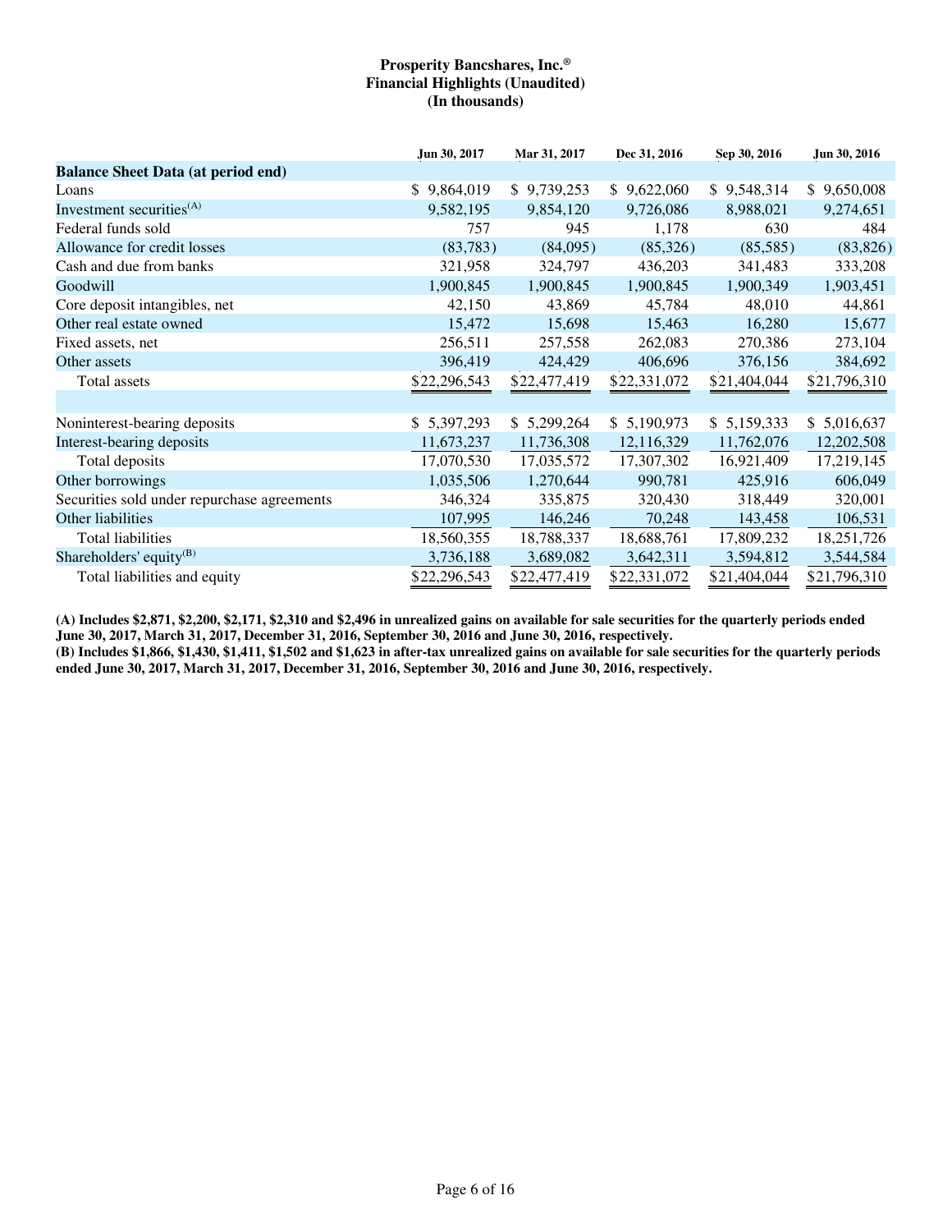**Prosperity Bancshares, Inc.®**
**Financial Highlights (Unaudited)**
**(In thousands)**

| | Jun 30, 2017 | Mar 31, 2017 | Dec 31, 2016 | Sep 30, 2016 | Jun 30, 2016 |
|---|---|---|---|---|---|
| **Balance Sheet Data (at period end)** | | | | | |
| Loans | $ 9,864,019 | $ 9,739,253 | $ 9,622,060 | $ 9,548,314 | $ 9,650,008 |
| Investment securities[(A)] | 9,582,195 | 9,854,120 | 9,726,086 | 8,988,021 | 9,274,651 |
| Federal funds sold | 757 | 945 | 1,178 | 630 | 484 |
| Allowance for credit losses | (83,783) | (84,095) | (85,326) | (85,585) | (83,826) |
| Cash and due from banks | 321,958 | 324,797 | 436,203 | 341,483 | 333,208 |
| Goodwill | 1,900,845 | 1,900,845 | 1,900,845 | 1,900,349 | 1,903,451 |
| Core deposit intangibles, net | 42,150 | 43,869 | 45,784 | 48,010 | 44,861 |
| Other real estate owned | 15,472 | 15,698 | 15,463 | 16,280 | 15,677 |
| Fixed assets, net | 256,511 | 257,558 | 262,083 | 270,386 | 273,104 |
| Other assets | 396,419 | 424,429 | 406,696 | 376,156 | 384,692 |
| Total assets | $22,296,543 | $22,477,419 | $22,331,072 | $21,404,044 | $21,796,310 |
| | | | | | |
| Noninterest-bearing deposits | $ 5,397,293 | $ 5,299,264 | $ 5,190,973 | $ 5,159,333 | $ 5,016,637 |
| Interest-bearing deposits | 11,673,237 | 11,736,308 | 12,116,329 | 11,762,076 | 12,202,508 |
| Total deposits | 17,070,530 | 17,035,572 | 17,307,302 | 16,921,409 | 17,219,145 |
| Other borrowings | 1,035,506 | 1,270,644 | 990,781 | 425,916 | 606,049 |
| Securities sold under repurchase agreements | 346,324 | 335,875 | 320,430 | 318,449 | 320,001 |
| Other liabilities | 107,995 | 146,246 | 70,248 | 143,458 | 106,531 |
| Total liabilities | 18,560,355 | 18,788,337 | 18,688,761 | 17,809,232 | 18,251,726 |
| Shareholders' equity[(B)] | 3,736,188 | 3,689,082 | 3,642,311 | 3,594,812 | 3,544,584 |
| Total liabilities and equity | $22,296,543 | $22,477,419 | $22,331,072 | $21,404,044 | $21,796,310 |

**(A) Includes $2,871, $2,200, $2,171, $2,310 and $2,496 in unrealized gains on available for sale securities for the quarterly periods ended June 30, 2017, March 31, 2017, December 31, 2016, September 30, 2016 and June 30, 2016, respectively.**
**(B) Includes $1,866, $1,430, $1,411, $1,502 and $1,623 in after-tax unrealized gains on available for sale securities for the quarterly periods ended June 30, 2017, March 31, 2017, December 31, 2016, September 30, 2016 and June 30, 2016, respectively.**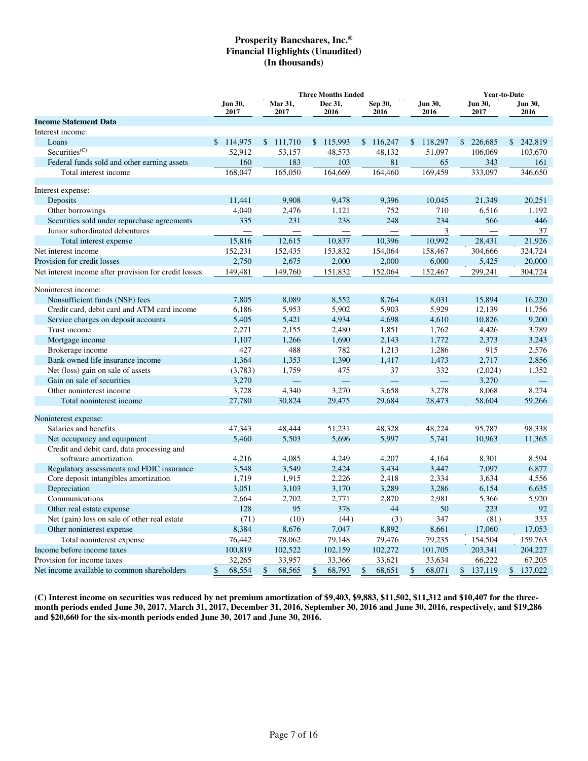# Prosperity Bancshares, Inc.®
## Financial Highlights (Unaudited)
## (In thousands)

| | Three Months Ended | | | | | Year-to-Date | |
|---|---|---|---|---|---|---|---|
| | Jun 30, 2017 | Mar 31, 2017 | Dec 31, 2016 | Sep 30, 2016 | Jun 30, 2016 | Jun 30, 2017 | Jun 30, 2016 |
| **Income Statement Data** | | | | | | | |
| Interest income: | | | | | | | |
| Loans | $ 114,975 | $ 111,710 | $ 115,993 | $ 116,247 | $ 118,297 | $ 226,685 | $ 242,819 |
| Securities(C) | 52,912 | 53,157 | 48,573 | 48,132 | 51,097 | 106,069 | 103,670 |
| Federal funds sold and other earning assets | 160 | 183 | 103 | 81 | 65 | 343 | 161 |
| Total interest income | 168,047 | 165,050 | 164,669 | 164,460 | 169,459 | 333,097 | 346,650 |
| Interest expense: | | | | | | | |
| Deposits | 11,441 | 9,908 | 9,478 | 9,396 | 10,045 | 21,349 | 20,251 |
| Other borrowings | 4,040 | 2,476 | 1,121 | 752 | 710 | 6,516 | 1,192 |
| Securities sold under repurchase agreements | 335 | 231 | 238 | 248 | 234 | 566 | 446 |
| Junior subordinated debentures | — | — | — | — | 3 | — | 37 |
| Total interest expense | 15,816 | 12,615 | 10,837 | 10,396 | 10,992 | 28,431 | 21,926 |
| Net interest income | 152,231 | 152,435 | 153,832 | 154,064 | 158,467 | 304,666 | 324,724 |
| Provision for credit losses | 2,750 | 2,675 | 2,000 | 2,000 | 6,000 | 5,425 | 20,000 |
| Net interest income after provision for credit losses | 149,481 | 149,760 | 151,832 | 152,064 | 152,467 | 299,241 | 304,724 |
| Noninterest income: | | | | | | | |
| Nonsufficient funds (NSF) fees | 7,805 | 8,089 | 8,552 | 8,764 | 8,031 | 15,894 | 16,220 |
| Credit card, debit card and ATM card income | 6,186 | 5,953 | 5,902 | 5,903 | 5,929 | 12,139 | 11,756 |
| Service charges on deposit accounts | 5,405 | 5,421 | 4,934 | 4,698 | 4,610 | 10,826 | 9,200 |
| Trust income | 2,271 | 2,155 | 2,480 | 1,851 | 1,762 | 4,426 | 3,789 |
| Mortgage income | 1,107 | 1,266 | 1,690 | 2,143 | 1,772 | 2,373 | 3,243 |
| Brokerage income | 427 | 488 | 782 | 1,213 | 1,286 | 915 | 2,576 |
| Bank owned life insurance income | 1,364 | 1,353 | 1,390 | 1,417 | 1,473 | 2,717 | 2,856 |
| Net (loss) gain on sale of assets | (3,783) | 1,759 | 475 | 37 | 332 | (2,024) | 1,352 |
| Gain on sale of securities | 3,270 | — | — | — | — | 3,270 | — |
| Other noninterest income | 3,728 | 4,340 | 3,270 | 3,658 | 3,278 | 8,068 | 8,274 |
| Total noninterest income | 27,780 | 30,824 | 29,475 | 29,684 | 28,473 | 58,604 | 59,266 |
| Noninterest expense: | | | | | | | |
| Salaries and benefits | 47,343 | 48,444 | 51,231 | 48,328 | 48,224 | 95,787 | 98,338 |
| Net occupancy and equipment | 5,460 | 5,503 | 5,696 | 5,997 | 5,741 | 10,963 | 11,365 |
| Credit and debit card, data processing and software amortization | 4,216 | 4,085 | 4,249 | 4,207 | 4,164 | 8,301 | 8,594 |
| Regulatory assessments and FDIC insurance | 3,548 | 3,549 | 2,424 | 3,434 | 3,447 | 7,097 | 6,877 |
| Core deposit intangibles amortization | 1,719 | 1,915 | 2,226 | 2,418 | 2,334 | 3,634 | 4,556 |
| Depreciation | 3,051 | 3,103 | 3,170 | 3,289 | 3,286 | 6,154 | 6,635 |
| Communications | 2,664 | 2,702 | 2,771 | 2,870 | 2,981 | 5,366 | 5,920 |
| Other real estate expense | 128 | 95 | 378 | 44 | 50 | 223 | 92 |
| Net (gain) loss on sale of other real estate | (71) | (10) | (44) | (3) | 347 | (81) | 333 |
| Other noninterest expense | 8,384 | 8,676 | 7,047 | 8,892 | 8,661 | 17,060 | 17,053 |
| Total noninterest expense | 76,442 | 78,062 | 79,148 | 79,476 | 79,235 | 154,504 | 159,763 |
| Income before income taxes | 100,819 | 102,522 | 102,159 | 102,272 | 101,705 | 203,341 | 204,227 |
| Provision for income taxes | 32,265 | 33,957 | 33,366 | 33,621 | 33,634 | 66,222 | 67,205 |
| Net income available to common shareholders | $ 68,554 | $ 68,565 | $ 68,793 | $ 68,651 | $ 68,071 | $ 137,119 | $ 137,022 |

**(C) Interest income on securities was reduced by net premium amortization of $9,403, $9,883, $11,502, $11,312 and $10,407 for the three-month periods ended June 30, 2017, March 31, 2017, December 31, 2016, September 30, 2016 and June 30, 2016, respectively, and $19,286 and $20,660 for the six-month periods ended June 30, 2017 and June 30, 2016.**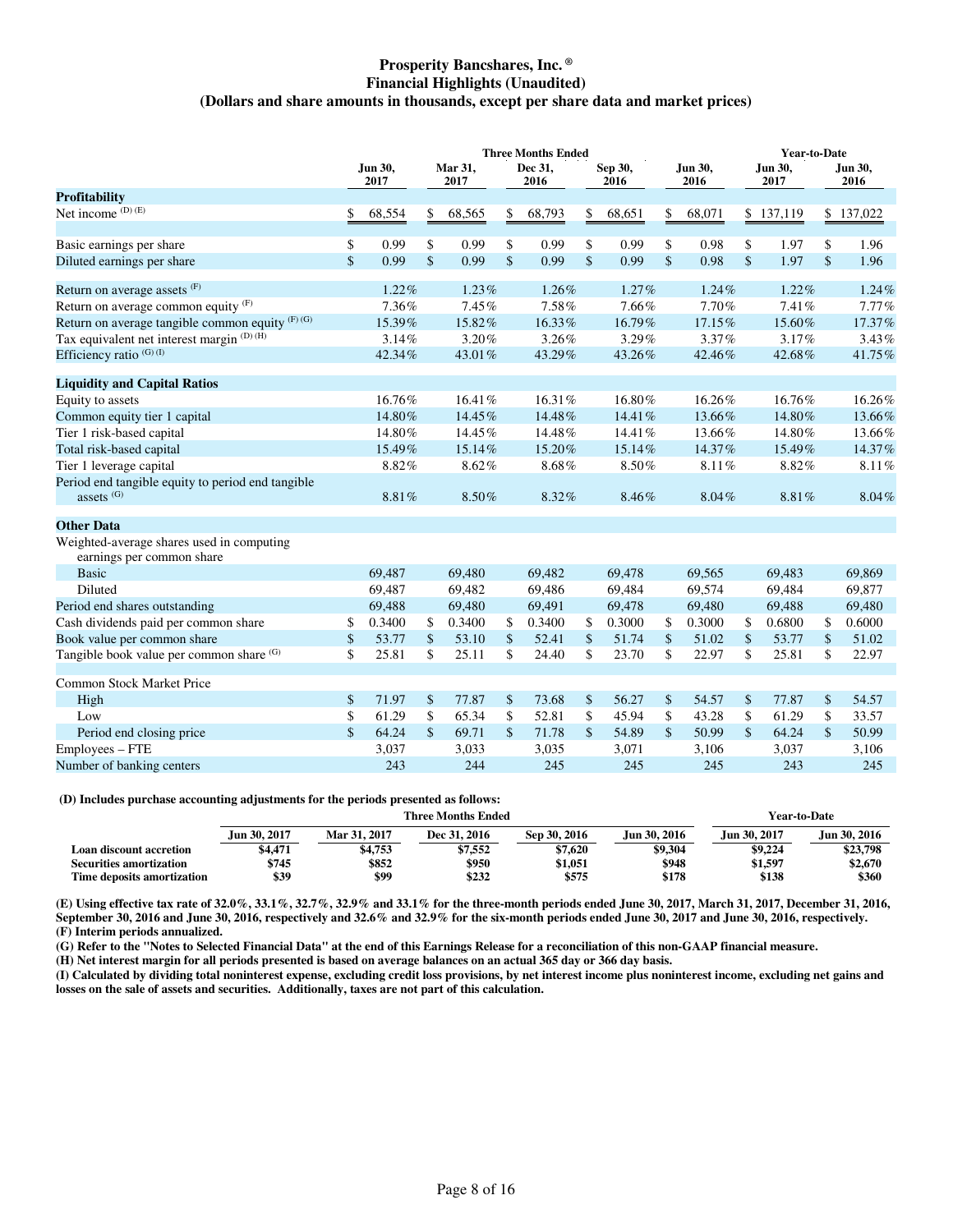# Prosperity Bancshares, Inc.®
## Financial Highlights (Unaudited)
### (Dollars and share amounts in thousands, except per share data and market prices)

| | Three Months Ended | | | | | Year-to-Date | |
|---|---|---|---|---|---|---|---|
| | Jun 30, 2017 | Mar 31, 2017 | Dec 31, 2016 | Sep 30, 2016 | Jun 30, 2016 | Jun 30, 2017 | Jun 30, 2016 |
| **Profitability** | | | | | | | |
| Net income (D) (E) | $ 68,554 | $ 68,565 | $ 68,793 | $ 68,651 | $ 68,071 | $ 137,119 | $ 137,022 |
| | | | | | | | |
| Basic earnings per share | $ 0.99 | $ 0.99 | $ 0.99 | $ 0.99 | $ 0.98 | $ 1.97 | $ 1.96 |
| Diluted earnings per share | $ 0.99 | $ 0.99 | $ 0.99 | $ 0.99 | $ 0.98 | $ 1.97 | $ 1.96 |
| | | | | | | | |
| Return on average assets (F) | 1.22% | 1.23% | 1.26% | 1.27% | 1.24% | 1.22% | 1.24% |
| Return on average common equity (F) | 7.36% | 7.45% | 7.58% | 7.66% | 7.70% | 7.41% | 7.77% |
| Return on average tangible common equity (F) (G) | 15.39% | 15.82% | 16.33% | 16.79% | 17.15% | 15.60% | 17.37% |
| Tax equivalent net interest margin (D) (H) | 3.14% | 3.20% | 3.26% | 3.29% | 3.37% | 3.17% | 3.43% |
| Efficiency ratio (G) (I) | 42.34% | 43.01% | 43.29% | 43.26% | 42.46% | 42.68% | 41.75% |
| | | | | | | | |
| **Liquidity and Capital Ratios** | | | | | | | |
| Equity to assets | 16.76% | 16.41% | 16.31% | 16.80% | 16.26% | 16.76% | 16.26% |
| Common equity tier 1 capital | 14.80% | 14.45% | 14.48% | 14.41% | 13.66% | 14.80% | 13.66% |
| Tier 1 risk-based capital | 14.80% | 14.45% | 14.48% | 14.41% | 13.66% | 14.80% | 13.66% |
| Total risk-based capital | 15.49% | 15.14% | 15.20% | 15.14% | 14.37% | 15.49% | 14.37% |
| Tier 1 leverage capital | 8.82% | 8.62% | 8.68% | 8.50% | 8.11% | 8.82% | 8.11% |
| Period end tangible equity to period end tangible assets (G) | 8.81% | 8.50% | 8.32% | 8.46% | 8.04% | 8.81% | 8.04% |
| | | | | | | | |
| **Other Data** | | | | | | | |
| Weighted-average shares used in computing earnings per common share | | | | | | | |
| Basic | 69,487 | 69,480 | 69,482 | 69,478 | 69,565 | 69,483 | 69,869 |
| Diluted | 69,487 | 69,482 | 69,486 | 69,484 | 69,574 | 69,484 | 69,877 |
| Period end shares outstanding | 69,488 | 69,480 | 69,491 | 69,478 | 69,480 | 69,488 | 69,480 |
| Cash dividends paid per common share | $ 0.3400 | $ 0.3400 | $ 0.3400 | $ 0.3000 | $ 0.3000 | $ 0.6800 | $ 0.6000 |
| Book value per common share | $ 53.77 | $ 53.10 | $ 52.41 | $ 51.74 | $ 51.02 | $ 53.77 | $ 51.02 |
| Tangible book value per common share (G) | $ 25.81 | $ 25.11 | $ 24.40 | $ 23.70 | $ 22.97 | $ 25.81 | $ 22.97 |
| | | | | | | | |
| Common Stock Market Price | | | | | | | |
| High | $ 71.97 | $ 77.87 | $ 73.68 | $ 56.27 | $ 54.57 | $ 77.87 | $ 54.57 |
| Low | $ 61.29 | $ 65.34 | $ 52.81 | $ 45.94 | $ 43.28 | $ 61.29 | $ 33.57 |
| Period end closing price | $ 64.24 | $ 69.71 | $ 71.78 | $ 54.89 | $ 50.99 | $ 64.24 | $ 50.99 |
| Employees – FTE | 3,037 | 3,033 | 3,035 | 3,071 | 3,106 | 3,037 | 3,106 |
| Number of banking centers | 243 | 244 | 245 | 245 | 245 | 243 | 245 |

**(D) Includes purchase accounting adjustments for the periods presented as follows:**

| | Three Months Ended | | | | | Year-to-Date | |
|---|---|---|---|---|---|---|---|
| | Jun 30, 2017 | Mar 31, 2017 | Dec 31, 2016 | Sep 30, 2016 | Jun 30, 2016 | Jun 30, 2017 | Jun 30, 2016 |
| **Loan discount accretion** | $4,471 | $4,753 | $7,552 | $7,620 | $9,304 | $9,224 | $23,798 |
| **Securities amortization** | $745 | $852 | $950 | $1,051 | $948 | $1,597 | $2,670 |
| **Time deposits amortization** | $39 | $99 | $232 | $575 | $178 | $138 | $360 |

**(E) Using effective tax rate of 32.0%, 33.1%, 32.7%, 32.9% and 33.1% for the three-month periods ended June 30, 2017, March 31, 2017, December 31, 2016, September 30, 2016 and June 30, 2016, respectively and 32.6% and 32.9% for the six-month periods ended June 30, 2017 and June 30, 2016, respectively.**
**(F) Interim periods annualized.**
**(G) Refer to the "Notes to Selected Financial Data" at the end of this Earnings Release for a reconciliation of this non-GAAP financial measure.**
**(H) Net interest margin for all periods presented is based on average balances on an actual 365 day or 366 day basis.**
**(I) Calculated by dividing total noninterest expense, excluding credit loss provisions, by net interest income plus noninterest income, excluding net gains and losses on the sale of assets and securities. Additionally, taxes are not part of this calculation.**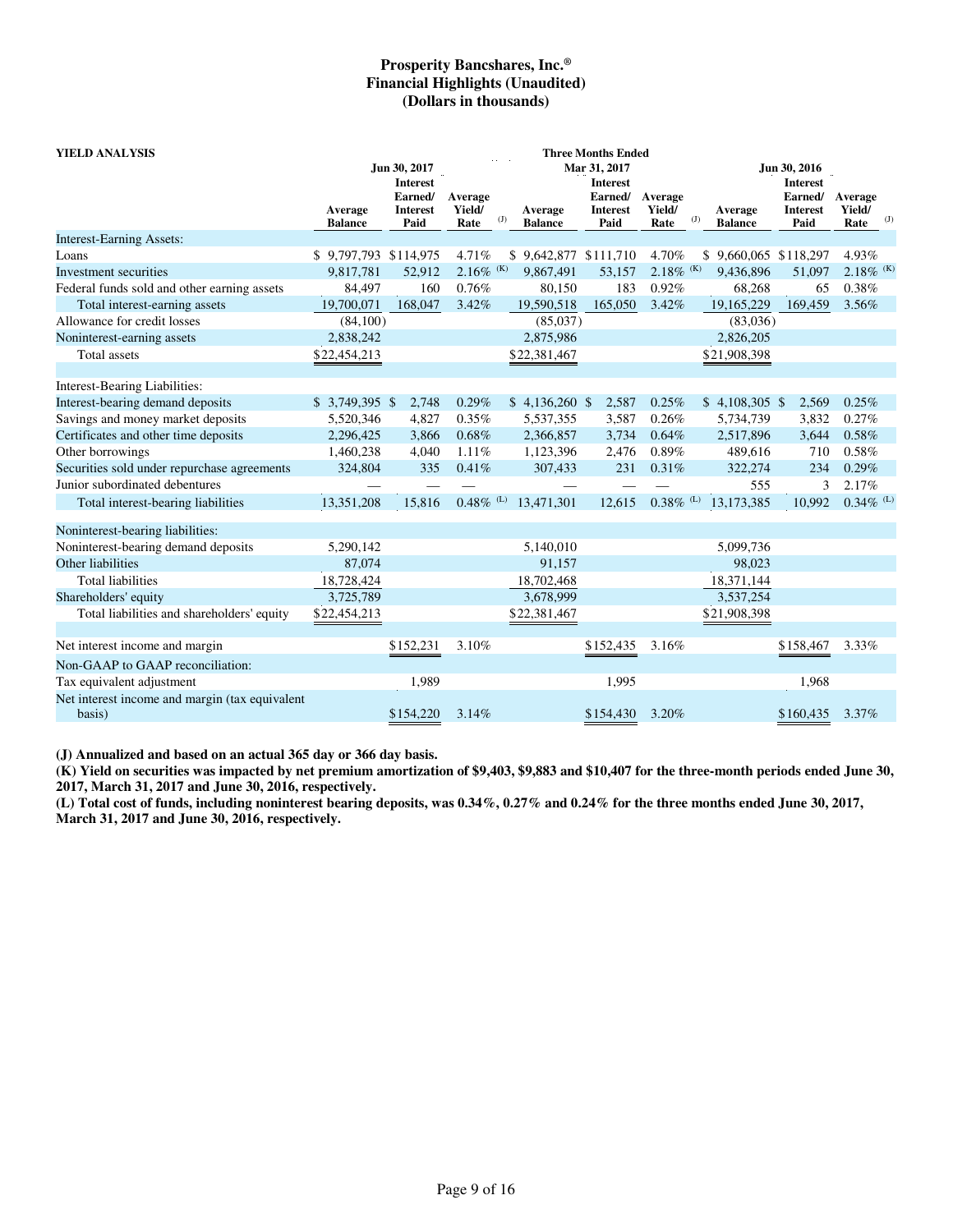**Prosperity Bancshares, Inc.®**
**Financial Highlights (Unaudited)**
**(Dollars in thousands)**

| YIELD ANALYSIS | Three Months Ended | | | | | | | | |
|---|---|---|---|---|---|---|---|---|---|
| | Jun 30, 2017 | | | Mar 31, 2017 | | | Jun 30, 2016 | | |
| | Average Balance | Interest Earned/ Interest Paid | Average Yield/ Rate (J) | Average Balance | Interest Earned/ Interest Paid | Average Yield/ Rate (J) | Average Balance | Interest Earned/ Interest Paid | Average Yield/ Rate (J) |
| Interest-Earning Assets: | | | | | | | | | |
| Loans | $ 9,797,793 | $114,975 | 4.71% | $ 9,642,877 | $111,710 | 4.70% | $ 9,660,065 | $118,297 | 4.93% |
| Investment securities | 9,817,781 | 52,912 | 2.16% (K) | 9,867,491 | 53,157 | 2.18% (K) | 9,436,896 | 51,097 | 2.18% (K) |
| Federal funds sold and other earning assets | 84,497 | 160 | 0.76% | 80,150 | 183 | 0.92% | 68,268 | 65 | 0.38% |
| Total interest-earning assets | 19,700,071 | 168,047 | 3.42% | 19,590,518 | 165,050 | 3.42% | 19,165,229 | 169,459 | 3.56% |
| Allowance for credit losses | (84,100) | | | (85,037) | | | (83,036) | | |
| Noninterest-earning assets | 2,838,242 | | | 2,875,986 | | | 2,826,205 | | |
| Total assets | $22,454,213 | | | $22,381,467 | | | $21,908,398 | | |
| | | | | | | | | | |
| Interest-Bearing Liabilities: | | | | | | | | | |
| Interest-bearing demand deposits | $ 3,749,395 | $ 2,748 | 0.29% | $ 4,136,260 | $ 2,587 | 0.25% | $ 4,108,305 | $ 2,569 | 0.25% |
| Savings and money market deposits | 5,520,346 | 4,827 | 0.35% | 5,537,355 | 3,587 | 0.26% | 5,734,739 | 3,832 | 0.27% |
| Certificates and other time deposits | 2,296,425 | 3,866 | 0.68% | 2,366,857 | 3,734 | 0.64% | 2,517,896 | 3,644 | 0.58% |
| Other borrowings | 1,460,238 | 4,040 | 1.11% | 1,123,396 | 2,476 | 0.89% | 489,616 | 710 | 0.58% |
| Securities sold under repurchase agreements | 324,804 | 335 | 0.41% | 307,433 | 231 | 0.31% | 322,274 | 234 | 0.29% |
| Junior subordinated debentures | — | — | — | — | — | — | 555 | 3 | 2.17% |
| Total interest-bearing liabilities | 13,351,208 | 15,816 | 0.48% (L) | 13,471,301 | 12,615 | 0.38% (L) | 13,173,385 | 10,992 | 0.34% (L) |
| | | | | | | | | | |
| Noninterest-bearing liabilities: | | | | | | | | | |
| Noninterest-bearing demand deposits | 5,290,142 | | | 5,140,010 | | | 5,099,736 | | |
| Other liabilities | 87,074 | | | 91,157 | | | 98,023 | | |
| Total liabilities | 18,728,424 | | | 18,702,468 | | | 18,371,144 | | |
| Shareholders' equity | 3,725,789 | | | 3,678,999 | | | 3,537,254 | | |
| Total liabilities and shareholders' equity | $22,454,213 | | | $22,381,467 | | | $21,908,398 | | |
| | | | | | | | | | |
| Net interest income and margin | | $152,231 | 3.10% | | $152,435 | 3.16% | | $158,467 | 3.33% |
| Non-GAAP to GAAP reconciliation: | | | | | | | | | |
| Tax equivalent adjustment | | 1,989 | | | 1,995 | | | 1,968 | |
| Net interest income and margin (tax equivalent basis) | | $154,220 | 3.14% | | $154,430 | 3.20% | | $160,435 | 3.37% |

**(J) Annualized and based on an actual 365 day or 366 day basis.**
**(K) Yield on securities was impacted by net premium amortization of $9,403, $9,883 and $10,407 for the three-month periods ended June 30, 2017, March 31, 2017 and June 30, 2016, respectively.**
**(L) Total cost of funds, including noninterest bearing deposits, was 0.34%, 0.27% and 0.24% for the three months ended June 30, 2017, March 31, 2017 and June 30, 2016, respectively.**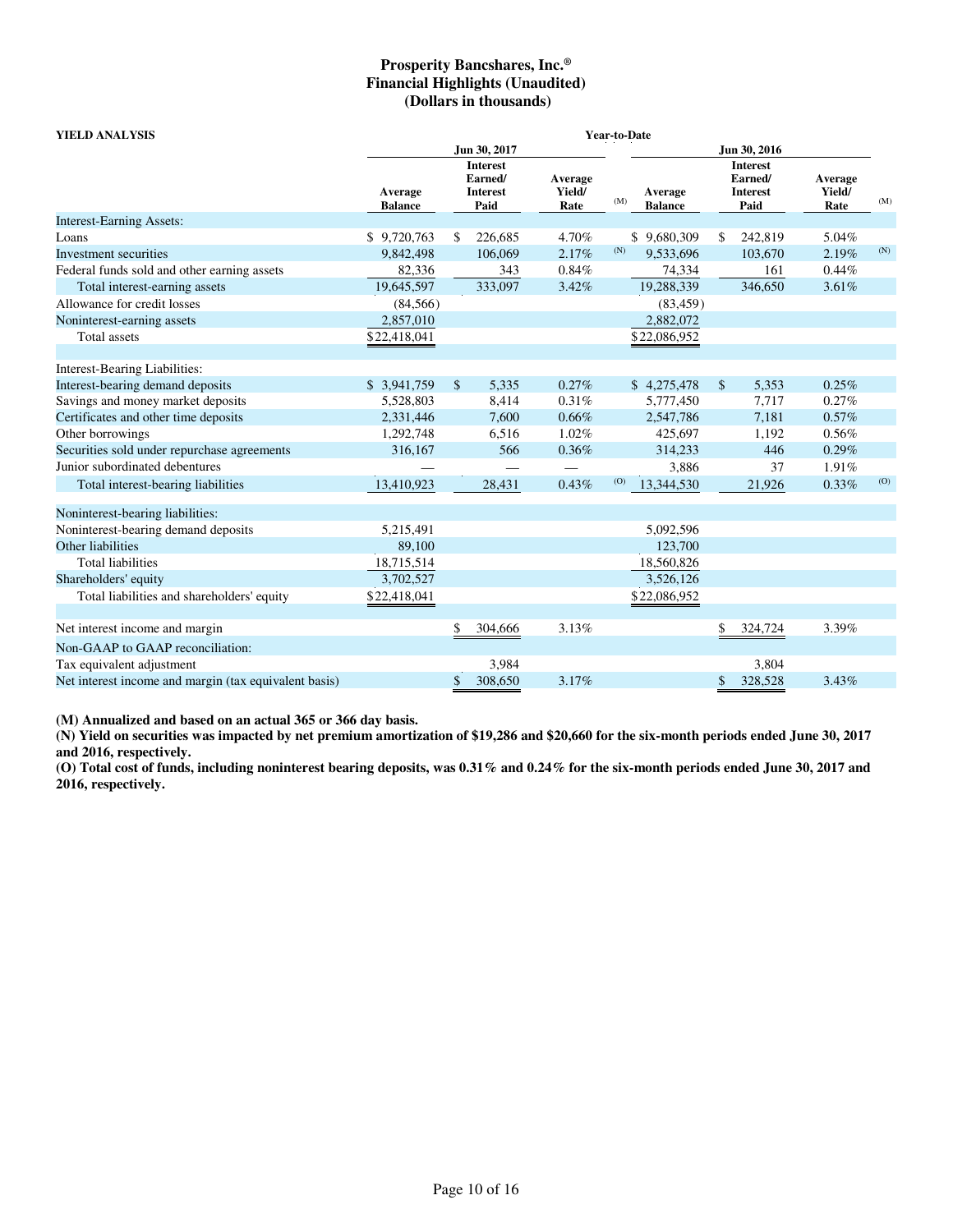# Prosperity Bancshares, Inc.®
## Financial Highlights (Unaudited)
## (Dollars in thousands)

**YIELD ANALYSIS**

| | Year-to-Date | | | | | | | |
|---|---|---|---|---|---|---|---|---|
| | Jun 30, 2017 | | | | Jun 30, 2016 | | | |
| | Average Balance | Interest Earned/ Interest Paid | Average Yield/ Rate | (M) | Average Balance | Interest Earned/ Interest Paid | Average Yield/ Rate | (M) |
| Interest-Earning Assets: | | | | | | | | |
| Loans | $ 9,720,763 | $ 226,685 | 4.70% | | $ 9,680,309 | $ 242,819 | 5.04% | |
| Investment securities | 9,842,498 | 106,069 | 2.17% | (N) | 9,533,696 | 103,670 | 2.19% | (N) |
| Federal funds sold and other earning assets | 82,336 | 343 | 0.84% | | 74,334 | 161 | 0.44% | |
| Total interest-earning assets | 19,645,597 | 333,097 | 3.42% | | 19,288,339 | 346,650 | 3.61% | |
| Allowance for credit losses | (84,566) | | | | (83,459) | | | |
| Noninterest-earning assets | 2,857,010 | | | | 2,882,072 | | | |
| Total assets | $22,418,041 | | | | $22,086,952 | | | |
| | | | | | | | | |
| Interest-Bearing Liabilities: | | | | | | | | |
| Interest-bearing demand deposits | $ 3,941,759 | $ 5,335 | 0.27% | | $ 4,275,478 | $ 5,353 | 0.25% | |
| Savings and money market deposits | 5,528,803 | 8,414 | 0.31% | | 5,777,450 | 7,717 | 0.27% | |
| Certificates and other time deposits | 2,331,446 | 7,600 | 0.66% | | 2,547,786 | 7,181 | 0.57% | |
| Other borrowings | 1,292,748 | 6,516 | 1.02% | | 425,697 | 1,192 | 0.56% | |
| Securities sold under repurchase agreements | 316,167 | 566 | 0.36% | | 314,233 | 446 | 0.29% | |
| Junior subordinated debentures | — | — | — | | 3,886 | 37 | 1.91% | |
| Total interest-bearing liabilities | 13,410,923 | 28,431 | 0.43% | (O) | 13,344,530 | 21,926 | 0.33% | (O) |
| | | | | | | | | |
| Noninterest-bearing liabilities: | | | | | | | | |
| Noninterest-bearing demand deposits | 5,215,491 | | | | 5,092,596 | | | |
| Other liabilities | 89,100 | | | | 123,700 | | | |
| Total liabilities | 18,715,514 | | | | 18,560,826 | | | |
| Shareholders' equity | 3,702,527 | | | | 3,526,126 | | | |
| Total liabilities and shareholders' equity | $22,418,041 | | | | $22,086,952 | | | |
| | | | | | | | | |
| Net interest income and margin | | $ 304,666 | 3.13% | | | $ 324,724 | 3.39% | |
| Non-GAAP to GAAP reconciliation: | | | | | | | | |
| Tax equivalent adjustment | | 3,984 | | | | 3,804 | | |
| Net interest income and margin (tax equivalent basis) | | $ 308,650 | 3.17% | | | $ 328,528 | 3.43% | |

**(M) Annualized and based on an actual 365 or 366 day basis.**
**(N) Yield on securities was impacted by net premium amortization of $19,286 and $20,660 for the six-month periods ended June 30, 2017 and 2016, respectively.**
**(O) Total cost of funds, including noninterest bearing deposits, was 0.31% and 0.24% for the six-month periods ended June 30, 2017 and 2016, respectively.**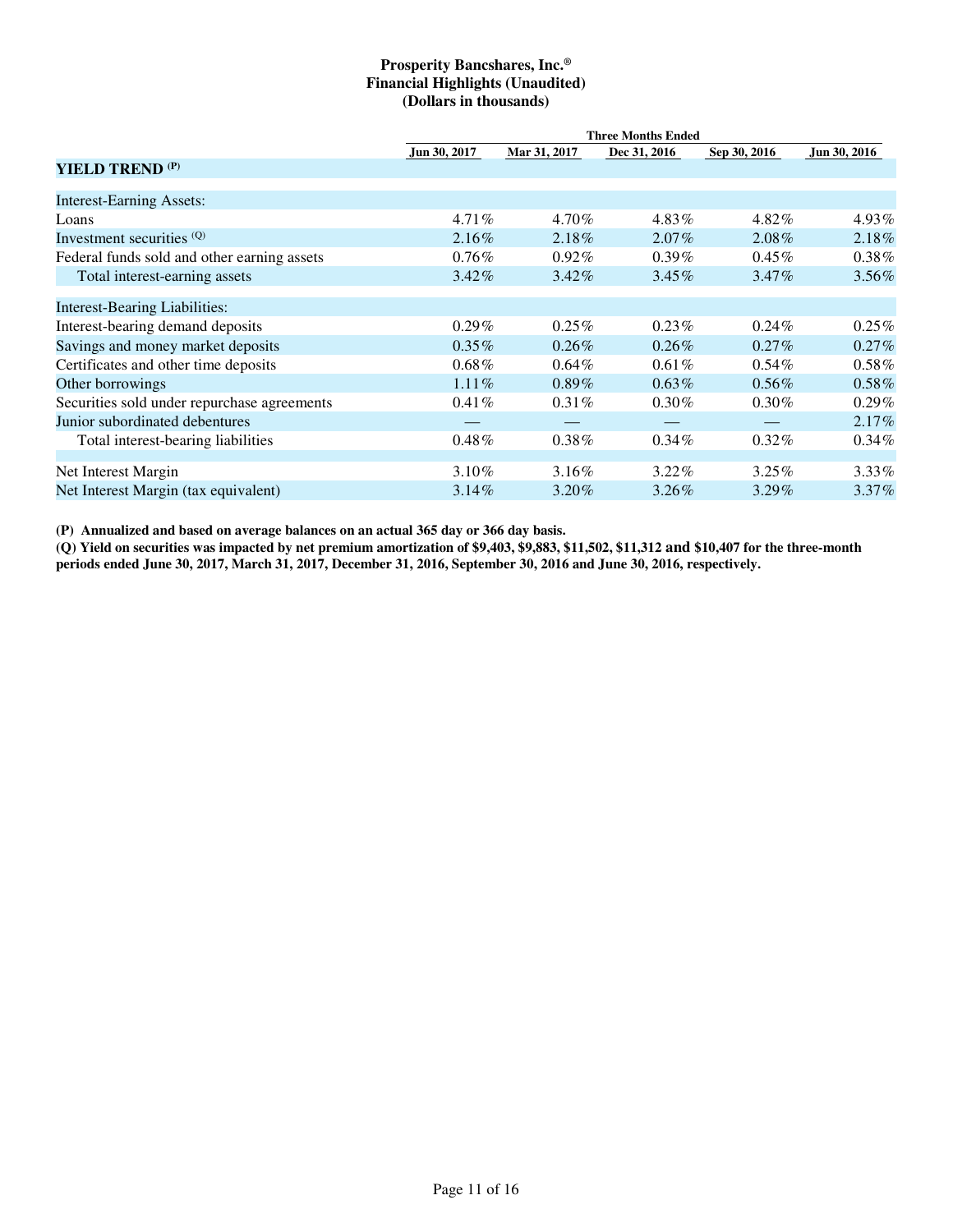**Prosperity Bancshares, Inc.®**
**Financial Highlights (Unaudited)**
**(Dollars in thousands)**

| | Three Months Ended | | | | |
|---|---|---|---|---|---|
| | Jun 30, 2017 | Mar 31, 2017 | Dec 31, 2016 | Sep 30, 2016 | Jun 30, 2016 |
| **YIELD TREND (P)** | | | | | |
| Interest-Earning Assets: | | | | | |
| Loans | 4.71% | 4.70% | 4.83% | 4.82% | 4.93% |
| Investment securities (Q) | 2.16% | 2.18% | 2.07% | 2.08% | 2.18% |
| Federal funds sold and other earning assets | 0.76% | 0.92% | 0.39% | 0.45% | 0.38% |
| Total interest-earning assets | 3.42% | 3.42% | 3.45% | 3.47% | 3.56% |
| Interest-Bearing Liabilities: | | | | | |
| Interest-bearing demand deposits | 0.29% | 0.25% | 0.23% | 0.24% | 0.25% |
| Savings and money market deposits | 0.35% | 0.26% | 0.26% | 0.27% | 0.27% |
| Certificates and other time deposits | 0.68% | 0.64% | 0.61% | 0.54% | 0.58% |
| Other borrowings | 1.11% | 0.89% | 0.63% | 0.56% | 0.58% |
| Securities sold under repurchase agreements | 0.41% | 0.31% | 0.30% | 0.30% | 0.29% |
| Junior subordinated debentures | — | — | — | — | 2.17% |
| Total interest-bearing liabilities | 0.48% | 0.38% | 0.34% | 0.32% | 0.34% |
| Net Interest Margin | 3.10% | 3.16% | 3.22% | 3.25% | 3.33% |
| Net Interest Margin (tax equivalent) | 3.14% | 3.20% | 3.26% | 3.29% | 3.37% |

**(P) Annualized and based on average balances on an actual 365 day or 366 day basis.**
**(Q) Yield on securities was impacted by net premium amortization of $9,403, $9,883, $11,502, $11,312 and $10,407 for the three-month periods ended June 30, 2017, March 31, 2017, December 31, 2016, September 30, 2016 and June 30, 2016, respectively.**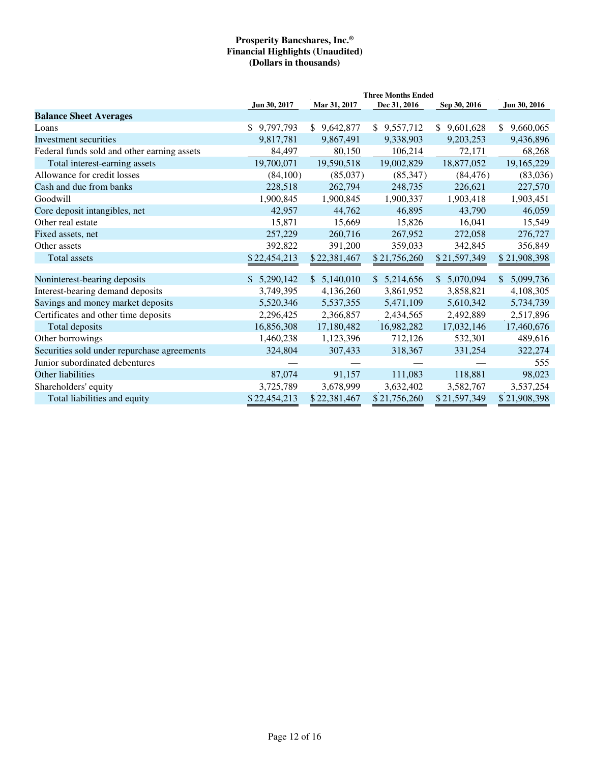**Prosperity Bancshares, Inc.®**
**Financial Highlights (Unaudited)**
**(Dollars in thousands)**

| | Three Months Ended | | | | |
|---|---|---|---|---|---|
| | Jun 30, 2017 | Mar 31, 2017 | Dec 31, 2016 | Sep 30, 2016 | Jun 30, 2016 |
| **Balance Sheet Averages** | | | | | |
| Loans | $ 9,797,793 | $ 9,642,877 | $ 9,557,712 | $ 9,601,628 | $ 9,660,065 |
| Investment securities | 9,817,781 | 9,867,491 | 9,338,903 | 9,203,253 | 9,436,896 |
| Federal funds sold and other earning assets | 84,497 | 80,150 | 106,214 | 72,171 | 68,268 |
| Total interest-earning assets | 19,700,071 | 19,590,518 | 19,002,829 | 18,877,052 | 19,165,229 |
| Allowance for credit losses | (84,100) | (85,037) | (85,347) | (84,476) | (83,036) |
| Cash and due from banks | 228,518 | 262,794 | 248,735 | 226,621 | 227,570 |
| Goodwill | 1,900,845 | 1,900,845 | 1,900,337 | 1,903,418 | 1,903,451 |
| Core deposit intangibles, net | 42,957 | 44,762 | 46,895 | 43,790 | 46,059 |
| Other real estate | 15,871 | 15,669 | 15,826 | 16,041 | 15,549 |
| Fixed assets, net | 257,229 | 260,716 | 267,952 | 272,058 | 276,727 |
| Other assets | 392,822 | 391,200 | 359,033 | 342,845 | 356,849 |
| Total assets | $ 22,454,213 | $ 22,381,467 | $ 21,756,260 | $ 21,597,349 | $ 21,908,398 |
| | | | | | |
| Noninterest-bearing deposits | $ 5,290,142 | $ 5,140,010 | $ 5,214,656 | $ 5,070,094 | $ 5,099,736 |
| Interest-bearing demand deposits | 3,749,395 | 4,136,260 | 3,861,952 | 3,858,821 | 4,108,305 |
| Savings and money market deposits | 5,520,346 | 5,537,355 | 5,471,109 | 5,610,342 | 5,734,739 |
| Certificates and other time deposits | 2,296,425 | 2,366,857 | 2,434,565 | 2,492,889 | 2,517,896 |
| Total deposits | 16,856,308 | 17,180,482 | 16,982,282 | 17,032,146 | 17,460,676 |
| Other borrowings | 1,460,238 | 1,123,396 | 712,126 | 532,301 | 489,616 |
| Securities sold under repurchase agreements | 324,804 | 307,433 | 318,367 | 331,254 | 322,274 |
| Junior subordinated debentures | — | — | — | — | 555 |
| Other liabilities | 87,074 | 91,157 | 111,083 | 118,881 | 98,023 |
| Shareholders' equity | 3,725,789 | 3,678,999 | 3,632,402 | 3,582,767 | 3,537,254 |
| Total liabilities and equity | $ 22,454,213 | $ 22,381,467 | $ 21,756,260 | $ 21,597,349 | $ 21,908,398 |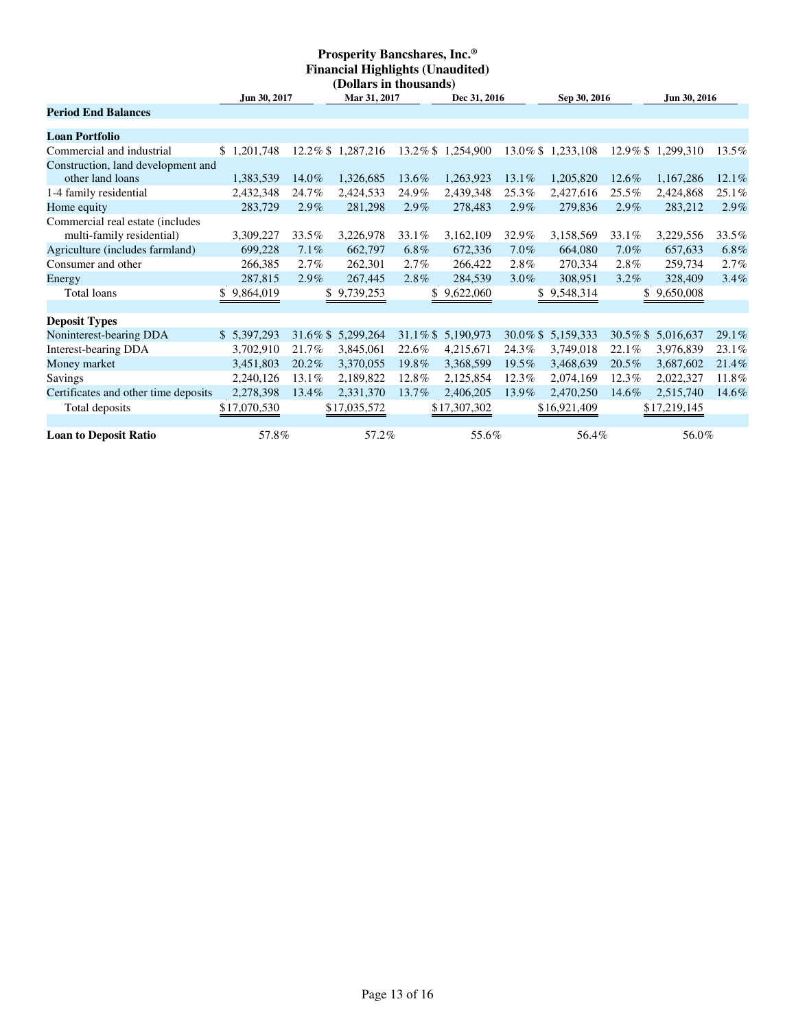# Prosperity Bancshares, Inc.®
## Financial Highlights (Unaudited)
### (Dollars in thousands)

| | Jun 30, 2017 | | Mar 31, 2017 | | Dec 31, 2016 | | Sep 30, 2016 | | Jun 30, 2016 | |
|---|---|---|---|---|---|---|---|---|---|---|
| **Period End Balances** | | | | | | | | | | |
| **Loan Portfolio** | | | | | | | | | | |
| Commercial and industrial | $ 1,201,748 | 12.2% | $ 1,287,216 | 13.2% | $ 1,254,900 | 13.0% | $ 1,233,108 | 12.9% | $ 1,299,310 | 13.5% |
| Construction, land development and other land loans | 1,383,539 | 14.0% | 1,326,685 | 13.6% | 1,263,923 | 13.1% | 1,205,820 | 12.6% | 1,167,286 | 12.1% |
| 1-4 family residential | 2,432,348 | 24.7% | 2,424,533 | 24.9% | 2,439,348 | 25.3% | 2,427,616 | 25.5% | 2,424,868 | 25.1% |
| Home equity | 283,729 | 2.9% | 281,298 | 2.9% | 278,483 | 2.9% | 279,836 | 2.9% | 283,212 | 2.9% |
| Commercial real estate (includes multi-family residential) | 3,309,227 | 33.5% | 3,226,978 | 33.1% | 3,162,109 | 32.9% | 3,158,569 | 33.1% | 3,229,556 | 33.5% |
| Agriculture (includes farmland) | 699,228 | 7.1% | 662,797 | 6.8% | 672,336 | 7.0% | 664,080 | 7.0% | 657,633 | 6.8% |
| Consumer and other | 266,385 | 2.7% | 262,301 | 2.7% | 266,422 | 2.8% | 270,334 | 2.8% | 259,734 | 2.7% |
| Energy | 287,815 | 2.9% | 267,445 | 2.8% | 284,539 | 3.0% | 308,951 | 3.2% | 328,409 | 3.4% |
| Total loans | $ 9,864,019 | | $ 9,739,253 | | $ 9,622,060 | | $ 9,548,314 | | $ 9,650,008 | |
| **Deposit Types** | | | | | | | | | | |
| Noninterest-bearing DDA | $ 5,397,293 | 31.6% | $ 5,299,264 | 31.1% | $ 5,190,973 | 30.0% | $ 5,159,333 | 30.5% | $ 5,016,637 | 29.1% |
| Interest-bearing DDA | 3,702,910 | 21.7% | 3,845,061 | 22.6% | 4,215,671 | 24.3% | 3,749,018 | 22.1% | 3,976,839 | 23.1% |
| Money market | 3,451,803 | 20.2% | 3,370,055 | 19.8% | 3,368,599 | 19.5% | 3,468,639 | 20.5% | 3,687,602 | 21.4% |
| Savings | 2,240,126 | 13.1% | 2,189,822 | 12.8% | 2,125,854 | 12.3% | 2,074,169 | 12.3% | 2,022,327 | 11.8% |
| Certificates and other time deposits | 2,278,398 | 13.4% | 2,331,370 | 13.7% | 2,406,205 | 13.9% | 2,470,250 | 14.6% | 2,515,740 | 14.6% |
| Total deposits | $17,070,530 | | $17,035,572 | | $17,307,302 | | $16,921,409 | | $17,219,145 | |
| **Loan to Deposit Ratio** | 57.8% | | 57.2% | | 55.6% | | 56.4% | | 56.0% | |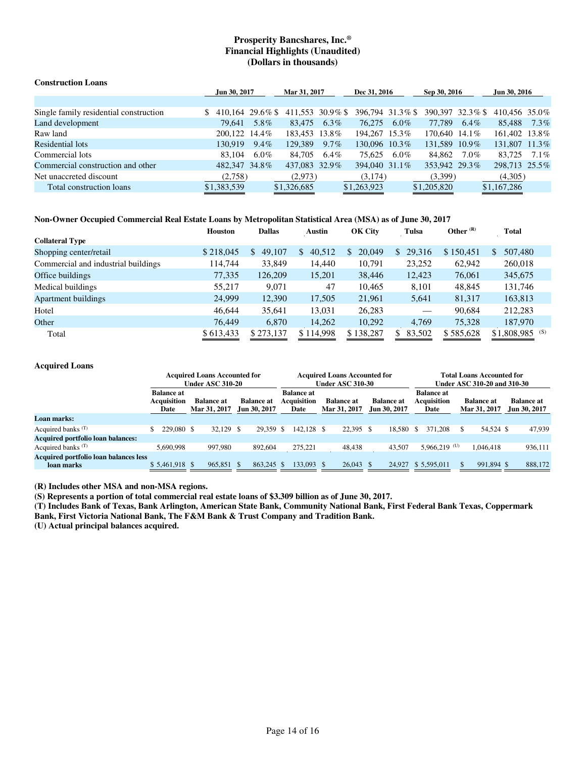# Prosperity Bancshares, Inc.®
## Financial Highlights (Unaudited)
## (Dollars in thousands)

### Construction Loans

| | Jun 30, 2017 | | Mar 31, 2017 | | Dec 31, 2016 | | Sep 30, 2016 | | Jun 30, 2016 | |
|---|---|---|---|---|---|---|---|---|---|---|
| Single family residential construction | $ 410,164 | 29.6 % | $ 411,553 | 30.9 % | $ 396,794 | 31.3 % | $ 390,397 | 32.3 % | $ 410,456 | 35.0% |
| Land development | 79,641 | 5.8% | 83,475 | 6.3% | 76,275 | 6.0% | 77,789 | 6.4% | 85,488 | 7.3% |
| Raw land | 200,122 | 14.4% | 183,453 | 13.8% | 194,267 | 15.3% | 170,640 | 14.1% | 161,402 | 13.8% |
| Residential lots | 130,919 | 9.4% | 129,389 | 9.7% | 130,096 | 10.3% | 131,589 | 10.9% | 131,807 | 11.3% |
| Commercial lots | 83,104 | 6.0% | 84,705 | 6.4% | 75,625 | 6.0% | 84,862 | 7.0% | 83,725 | 7.1% |
| Commercial construction and other | 482,347 | 34.8% | 437,083 | 32.9% | 394,040 | 31.1% | 353,942 | 29.3% | 298,713 | 25.5% |
| Net unaccreted discount | (2,758) | | (2,973) | | (3,174) | | (3,399) | | (4,305) | |
| Total construction loans | $1,383,539 | | $1,326,685 | | $1,263,923 | | $1,205,820 | | $1,167,286 | |

### Non-Owner Occupied Commercial Real Estate Loans by Metropolitan Statistical Area (MSA) as of June 30, 2017

| Collateral Type | Houston | Dallas | Austin | OK City | Tulsa | Other (R) | Total |
|---|---|---|---|---|---|---|---|
| Shopping center/retail | $ 218,045 | $ 49,107 | $ 40,512 | $ 20,049 | $ 29,316 | $ 150,451 | $ 507,480 |
| Commercial and industrial buildings | 114,744 | 33,849 | 14,440 | 10,791 | 23,252 | 62,942 | 260,018 |
| Office buildings | 77,335 | 126,209 | 15,201 | 38,446 | 12,423 | 76,061 | 345,675 |
| Medical buildings | 55,217 | 9,071 | 47 | 10,465 | 8,101 | 48,845 | 131,746 |
| Apartment buildings | 24,999 | 12,390 | 17,505 | 21,961 | 5,641 | 81,317 | 163,813 |
| Hotel | 46,644 | 35,641 | 13,031 | 26,283 | — | 90,684 | 212,283 |
| Other | 76,449 | 6,870 | 14,262 | 10,292 | 4,769 | 75,328 | 187,970 |
| Total | $ 613,433 | $ 273,137 | $ 114,998 | $ 138,287 | $ 83,502 | $ 585,628 | $1,808,985 (S) |

### Acquired Loans

| | Acquired Loans Accounted for Under ASC 310-20 | | | Acquired Loans Accounted for Under ASC 310-30 | | | Total Loans Accounted for Under ASC 310-20 and 310-30 | | |
|---|---|---|---|---|---|---|---|---|---|
| | Balance at Acquisition Date | Balance at Mar 31, 2017 | Balance at Jun 30, 2017 | Balance at Acquisition Date | Balance at Mar 31, 2017 | Balance at Jun 30, 2017 | Balance at Acquisition Date | Balance at Mar 31, 2017 | Balance at Jun 30, 2017 |
| **Loan marks:** | | | | | | | | | |
| Acquired banks (T) | $ 229,080 | $ 32,129 | $ 29,359 | $ 142,128 | $ 22,395 | $ 18,580 | $ 371,208 | $ 54,524 | $ 47,939 |
| **Acquired portfolio loan balances:** | | | | | | | | | |
| Acquired banks (T) | 5,690,998 | 997,980 | 892,604 | 275,221 | 48,438 | 43,507 | 5,966,219 (U) | 1,046,418 | 936,111 |
| **Acquired portfolio loan balances less loan marks** | $ 5,461,918 | $ 965,851 | $ 863,245 | $ 133,093 | $ 26,043 | $ 24,927 | $ 5,595,011 | $ 991,894 | $ 888,172 |

**(R) Includes other MSA and non-MSA regions.**

**(S) Represents a portion of total commercial real estate loans of $3.309 billion as of June 30, 2017.**

**(T) Includes Bank of Texas, Bank Arlington, American State Bank, Community National Bank, First Federal Bank Texas, Coppermark Bank, First Victoria National Bank, The F&M Bank & Trust Company and Tradition Bank.**

**(U) Actual principal balances acquired.**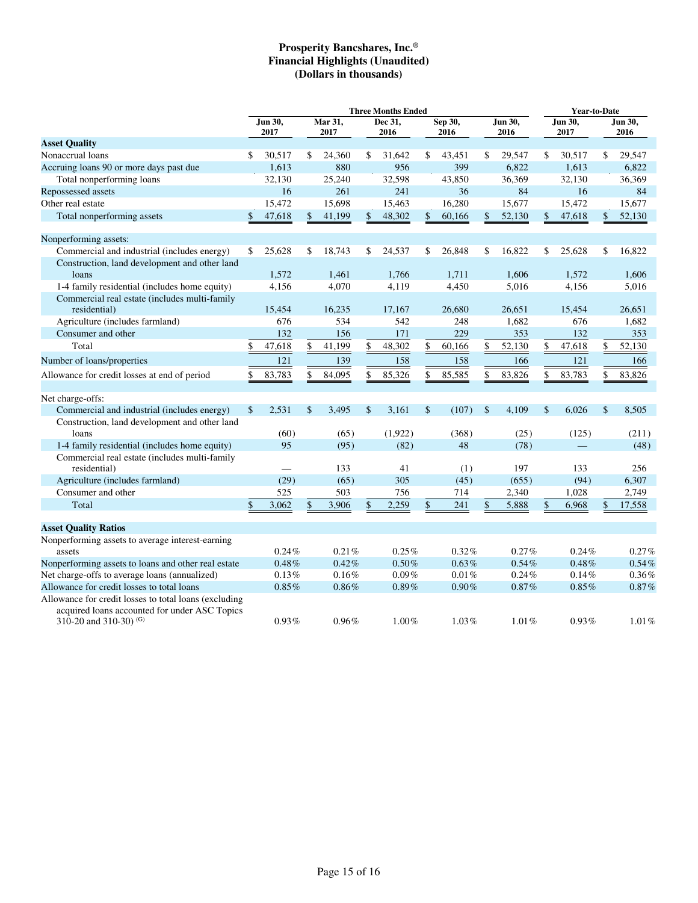# Prosperity Bancshares, Inc.®
## Financial Highlights (Unaudited)
## (Dollars in thousands)

| | Three Months Ended | | | | | Year-to-Date | |
|---|---|---|---|---|---|---|---|
| | Jun 30, 2017 | Mar 31, 2017 | Dec 31, 2016 | Sep 30, 2016 | Jun 30, 2016 | Jun 30, 2017 | Jun 30, 2016 |
| **Asset Quality** | | | | | | | |
| Nonaccrual loans | $ 30,517 | $ 24,360 | $ 31,642 | $ 43,451 | $ 29,547 | $ 30,517 | $ 29,547 |
| Accruing loans 90 or more days past due | 1,613 | 880 | 956 | 399 | 6,822 | 1,613 | 6,822 |
| Total nonperforming loans | 32,130 | 25,240 | 32,598 | 43,850 | 36,369 | 32,130 | 36,369 |
| Repossessed assets | 16 | 261 | 241 | 36 | 84 | 16 | 84 |
| Other real estate | 15,472 | 15,698 | 15,463 | 16,280 | 15,677 | 15,472 | 15,677 |
| Total nonperforming assets | $ 47,618 | $ 41,199 | $ 48,302 | $ 60,166 | $ 52,130 | $ 47,618 | $ 52,130 |
| | | | | | | | |
| Nonperforming assets: | | | | | | | |
| Commercial and industrial (includes energy) | $ 25,628 | $ 18,743 | $ 24,537 | $ 26,848 | $ 16,822 | $ 25,628 | $ 16,822 |
| Construction, land development and other land loans | 1,572 | 1,461 | 1,766 | 1,711 | 1,606 | 1,572 | 1,606 |
| 1-4 family residential (includes home equity) | 4,156 | 4,070 | 4,119 | 4,450 | 5,016 | 4,156 | 5,016 |
| Commercial real estate (includes multi-family residential) | 15,454 | 16,235 | 17,167 | 26,680 | 26,651 | 15,454 | 26,651 |
| Agriculture (includes farmland) | 676 | 534 | 542 | 248 | 1,682 | 676 | 1,682 |
| Consumer and other | 132 | 156 | 171 | 229 | 353 | 132 | 353 |
| Total | $ 47,618 | $ 41,199 | $ 48,302 | $ 60,166 | $ 52,130 | $ 47,618 | $ 52,130 |
| Number of loans/properties | 121 | 139 | 158 | 158 | 166 | 121 | 166 |
| Allowance for credit losses at end of period | $ 83,783 | $ 84,095 | $ 85,326 | $ 85,585 | $ 83,826 | $ 83,783 | $ 83,826 |
| | | | | | | | |
| Net charge-offs: | | | | | | | |
| Commercial and industrial (includes energy) | $ 2,531 | $ 3,495 | $ 3,161 | $ (107) | $ 4,109 | $ 6,026 | $ 8,505 |
| Construction, land development and other land loans | (60) | (65) | (1,922) | (368) | (25) | (125) | (211) |
| 1-4 family residential (includes home equity) | 95 | (95) | (82) | 48 | (78) | — | (48) |
| Commercial real estate (includes multi-family residential) | — | 133 | 41 | (1) | 197 | 133 | 256 |
| Agriculture (includes farmland) | (29) | (65) | 305 | (45) | (655) | (94) | 6,307 |
| Consumer and other | 525 | 503 | 756 | 714 | 2,340 | 1,028 | 2,749 |
| Total | $ 3,062 | $ 3,906 | $ 2,259 | $ 241 | $ 5,888 | $ 6,968 | $ 17,558 |
| | | | | | | | |
| **Asset Quality Ratios** | | | | | | | |
| Nonperforming assets to average interest-earning assets | 0.24% | 0.21% | 0.25% | 0.32% | 0.27% | 0.24% | 0.27% |
| Nonperforming assets to loans and other real estate | 0.48% | 0.42% | 0.50% | 0.63% | 0.54% | 0.48% | 0.54% |
| Net charge-offs to average loans (annualized) | 0.13% | 0.16% | 0.09% | 0.01% | 0.24% | 0.14% | 0.36% |
| Allowance for credit losses to total loans | 0.85% | 0.86% | 0.89% | 0.90% | 0.87% | 0.85% | 0.87% |
| Allowance for credit losses to total loans (excluding acquired loans accounted for under ASC Topics 310-20 and 310-30) [(G)] | 0.93% | 0.96% | 1.00% | 1.03% | 1.01% | 0.93% | 1.01% |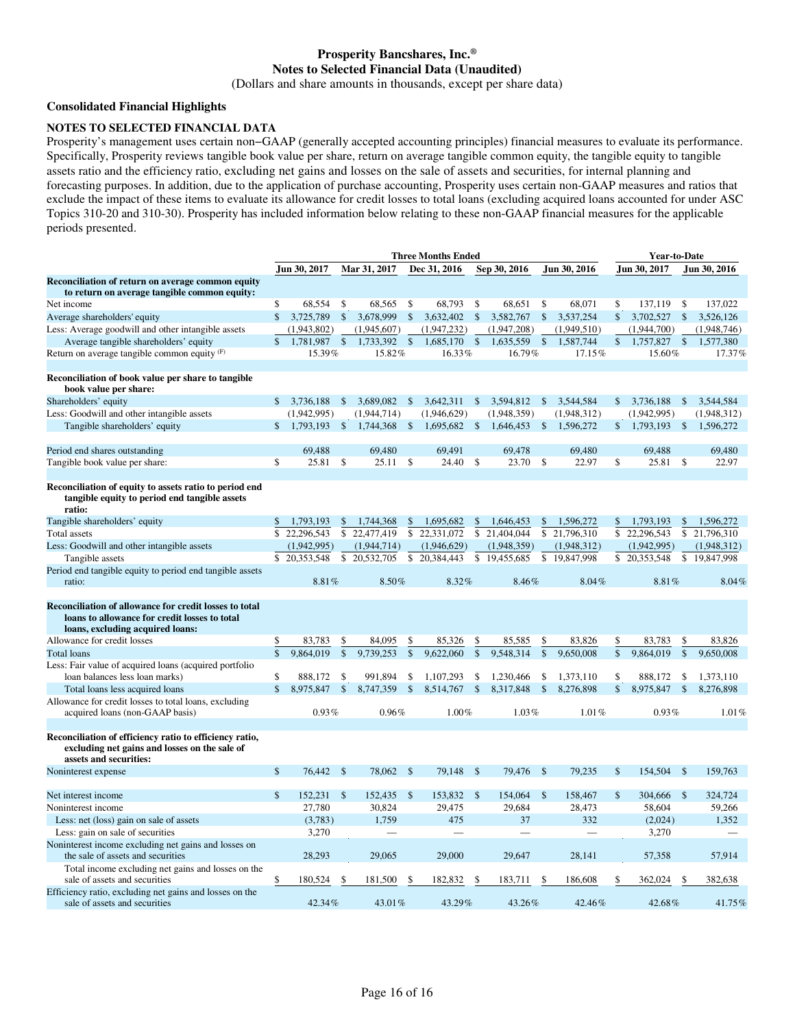# Prosperity Bancshares, Inc.®
## Notes to Selected Financial Data (Unaudited)
(Dollars and share amounts in thousands, except per share data)

**Consolidated Financial Highlights**

**NOTES TO SELECTED FINANCIAL DATA**

Prosperity's management uses certain non−GAAP (generally accepted accounting principles) financial measures to evaluate its performance. Specifically, Prosperity reviews tangible book value per share, return on average tangible common equity, the tangible equity to tangible assets ratio and the efficiency ratio, excluding net gains and losses on the sale of assets and securities, for internal planning and forecasting purposes. In addition, due to the application of purchase accounting, Prosperity uses certain non-GAAP measures and ratios that exclude the impact of these items to evaluate its allowance for credit losses to total loans (excluding acquired loans accounted for under ASC Topics 310-20 and 310-30). Prosperity has included information below relating to these non-GAAP financial measures for the applicable periods presented.

| | Three Months Ended | | | | | Year-to-Date | |
|---|---|---|---|---|---|---|---|
| | Jun 30, 2017 | Mar 31, 2017 | Dec 31, 2016 | Sep 30, 2016 | Jun 30, 2016 | Jun 30, 2017 | Jun 30, 2016 |
| **Reconciliation of return on average common equity to return on average tangible common equity:** | | | | | | | |
| Net income | $ 68,554 | $ 68,565 | $ 68,793 | $ 68,651 | $ 68,071 | $ 137,119 | $ 137,022 |
| Average shareholders' equity | $ 3,725,789 | $ 3,678,999 | $ 3,632,402 | $ 3,582,767 | $ 3,537,254 | $ 3,702,527 | $ 3,526,126 |
| Less: Average goodwill and other intangible assets | (1,943,802) | (1,945,607) | (1,947,232) | (1,947,208) | (1,949,510) | (1,944,700) | (1,948,746) |
| Average tangible shareholders' equity | $ 1,781,987 | $ 1,733,392 | $ 1,685,170 | $ 1,635,559 | $ 1,587,744 | $ 1,757,827 | $ 1,577,380 |
| Return on average tangible common equity [(F)] | 15.39% | 15.82% | 16.33% | 16.79% | 17.15% | 15.60% | 17.37% |
| | | | | | | | |
| **Reconciliation of book value per share to tangible book value per share:** | | | | | | | |
| Shareholders' equity | $ 3,736,188 | $ 3,689,082 | $ 3,642,311 | $ 3,594,812 | $ 3,544,584 | $ 3,736,188 | $ 3,544,584 |
| Less: Goodwill and other intangible assets | (1,942,995) | (1,944,714) | (1,946,629) | (1,948,359) | (1,948,312) | (1,942,995) | (1,948,312) |
| Tangible shareholders' equity | $ 1,793,193 | $ 1,744,368 | $ 1,695,682 | $ 1,646,453 | $ 1,596,272 | $ 1,793,193 | $ 1,596,272 |
| | | | | | | | |
| Period end shares outstanding | 69,488 | 69,480 | 69,491 | 69,478 | 69,480 | 69,488 | 69,480 |
| Tangible book value per share: | $ 25.81 | $ 25.11 | $ 24.40 | $ 23.70 | $ 22.97 | $ 25.81 | $ 22.97 |
| | | | | | | | |
| **Reconciliation of equity to assets ratio to period end tangible equity to period end tangible assets ratio:** | | | | | | | |
| Tangible shareholders' equity | $ 1,793,193 | $ 1,744,368 | $ 1,695,682 | $ 1,646,453 | $ 1,596,272 | $ 1,793,193 | $ 1,596,272 |
| Total assets | $ 22,296,543 | $ 22,477,419 | $ 22,331,072 | $ 21,404,044 | $ 21,796,310 | $ 22,296,543 | $ 21,796,310 |
| Less: Goodwill and other intangible assets | (1,942,995) | (1,944,714) | (1,946,629) | (1,948,359) | (1,948,312) | (1,942,995) | (1,948,312) |
| Tangible assets | $ 20,353,548 | $ 20,532,705 | $ 20,384,443 | $ 19,455,685 | $ 19,847,998 | $ 20,353,548 | $ 19,847,998 |
| Period end tangible equity to period end tangible assets ratio: | 8.81% | 8.50% | 8.32% | 8.46% | 8.04% | 8.81% | 8.04% |
| | | | | | | | |
| **Reconciliation of allowance for credit losses to total loans to allowance for credit losses to total loans, excluding acquired loans:** | | | | | | | |
| Allowance for credit losses | $ 83,783 | $ 84,095 | $ 85,326 | $ 85,585 | $ 83,826 | $ 83,783 | $ 83,826 |
| Total loans | $ 9,864,019 | $ 9,739,253 | $ 9,622,060 | $ 9,548,314 | $ 9,650,008 | $ 9,864,019 | $ 9,650,008 |
| Less: Fair value of acquired loans (acquired portfolio loan balances less loan marks) | $ 888,172 | $ 991,894 | $ 1,107,293 | $ 1,230,466 | $ 1,373,110 | $ 888,172 | $ 1,373,110 |
| Total loans less acquired loans | $ 8,975,847 | $ 8,747,359 | $ 8,514,767 | $ 8,317,848 | $ 8,276,898 | $ 8,975,847 | $ 8,276,898 |
| Allowance for credit losses to total loans, excluding acquired loans (non-GAAP basis) | 0.93% | 0.96% | 1.00% | 1.03% | 1.01% | 0.93% | 1.01% |
| | | | | | | | |
| **Reconciliation of efficiency ratio to efficiency ratio, excluding net gains and losses on the sale of assets and securities:** | | | | | | | |
| Noninterest expense | $ 76,442 | $ 78,062 | $ 79,148 | $ 79,476 | $ 79,235 | $ 154,504 | $ 159,763 |
| | | | | | | | |
| Net interest income | $ 152,231 | $ 152,435 | $ 153,832 | $ 154,064 | $ 158,467 | $ 304,666 | $ 324,724 |
| Noninterest income | 27,780 | 30,824 | 29,475 | 29,684 | 28,473 | 58,604 | 59,266 |
| Less: net (loss) gain on sale of assets | (3,783) | 1,759 | 475 | 37 | 332 | (2,024) | 1,352 |
| Less: gain on sale of securities | 3,270 | — | — | — | — | 3,270 | — |
| Noninterest income excluding net gains and losses on the sale of assets and securities | 28,293 | 29,065 | 29,000 | 29,647 | 28,141 | 57,358 | 57,914 |
| Total income excluding net gains and losses on the sale of assets and securities | $ 180,524 | $ 181,500 | $ 182,832 | $ 183,711 | $ 186,608 | $ 362,024 | $ 382,638 |
| Efficiency ratio, excluding net gains and losses on the sale of assets and securities | 42.34% | 43.01% | 43.29% | 43.26% | 42.46% | 42.68% | 41.75% |